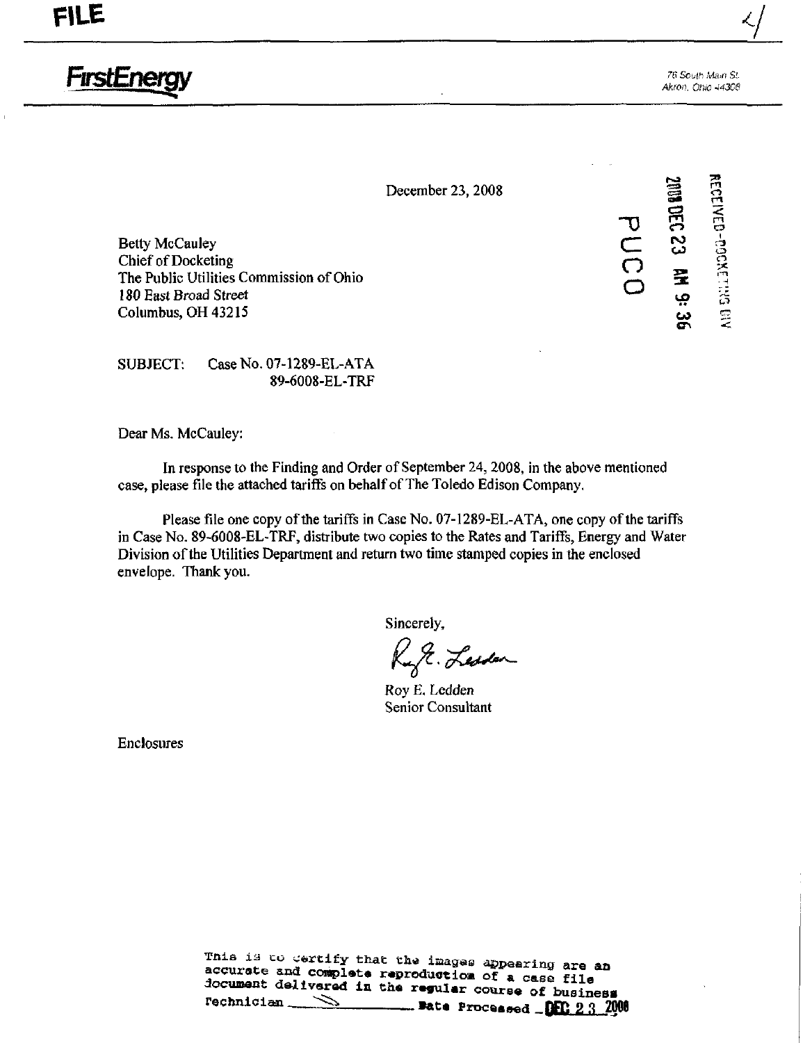**FILE**

**FirstEnergy**

76 South Main St.
Akron, Ohio 44308

December 23, 2008

PUCO

RECEIVED-DOCKETING DIV

2008 DEC 23 AM 9:36

Betty McCauley
Chief of Docketing
The Public Utilities Commission of Ohio
180 East Broad Street
Columbus, OH 43215

SUBJECT: Case No. 07-1289-EL-ATA
89-6008-EL-TRF

Dear Ms. McCauley:

In response to the Finding and Order of September 24, 2008, in the above mentioned case, please file the attached tariffs on behalf of The Toledo Edison Company.

Please file one copy of the tariffs in Case No. 07-1289-EL-ATA, one copy of the tariffs in Case No. 89-6008-EL-TRF, distribute two copies to the Rates and Tariffs, Energy and Water Division of the Utilities Department and return two time stamped copies in the enclosed envelope. Thank you.

Sincerely,

Roy E. Ledden
Senior Consultant

Enclosures

This is to certify that the images appearing are an accurate and complete reproduction of a case file document delivered in the regular course of business
Technician ______ Date Processed DEC 23 2008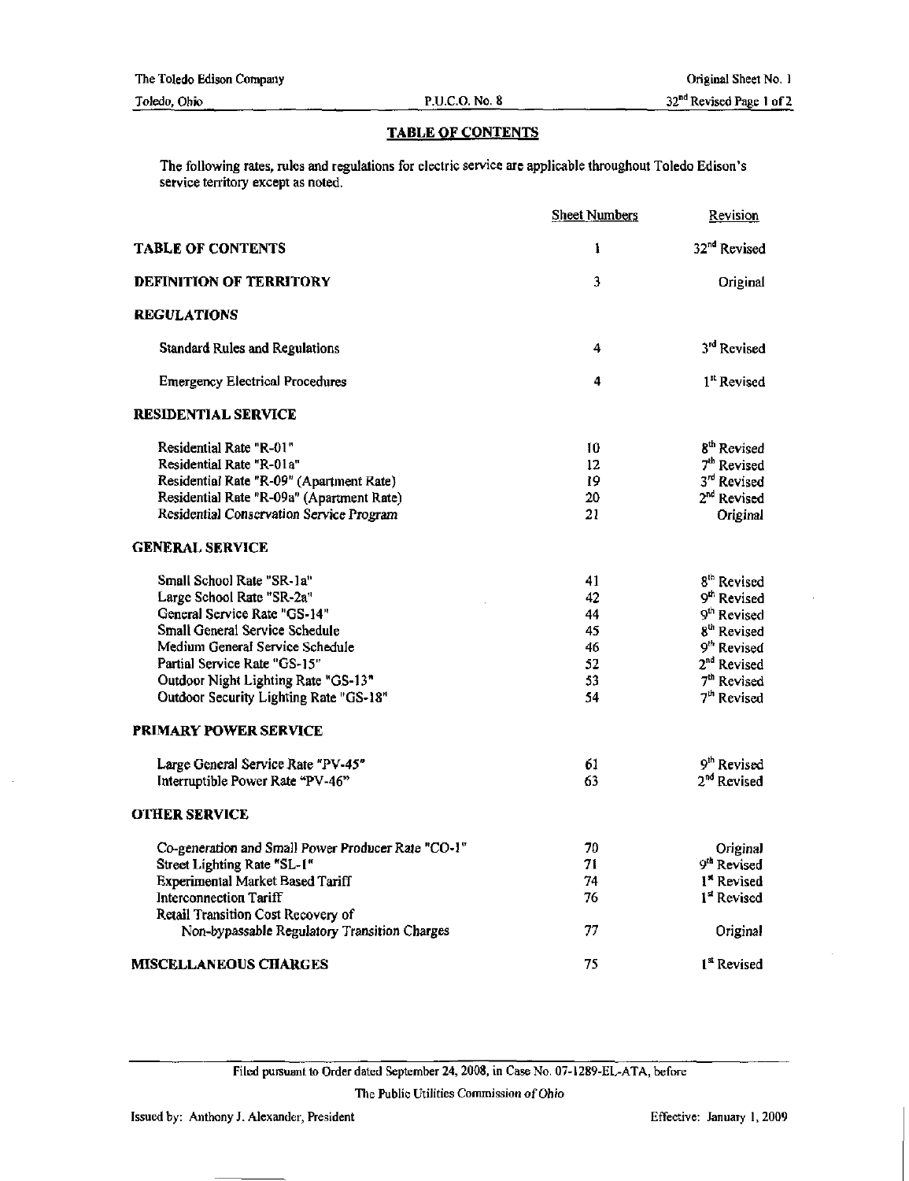## TABLE OF CONTENTS

The following rates, rules and regulations for electric service are applicable throughout Toledo Edison's service territory except as noted.

| | Sheet Numbers | Revision |
|---|---|---|
| **TABLE OF CONTENTS** | 1 | 32nd Revised |
| **DEFINITION OF TERRITORY** | 3 | Original |
| **REGULATIONS** | | |
| Standard Rules and Regulations | 4 | 3rd Revised |
| Emergency Electrical Procedures | 4 | 1st Revised |
| **RESIDENTIAL SERVICE** | | |
| Residential Rate "R-01" | 10 | 8th Revised |
| Residential Rate "R-01a" | 12 | 7th Revised |
| Residential Rate "R-09" (Apartment Rate) | 19 | 3rd Revised |
| Residential Rate "R-09a" (Apartment Rate) | 20 | 2nd Revised |
| Residential Conservation Service Program | 21 | Original |
| **GENERAL SERVICE** | | |
| Small School Rate "SR-1a" | 41 | 8th Revised |
| Large School Rate "SR-2a" | 42 | 9th Revised |
| General Service Rate "GS-14" | 44 | 9th Revised |
| Small General Service Schedule | 45 | 8th Revised |
| Medium General Service Schedule | 46 | 9th Revised |
| Partial Service Rate "GS-15" | 52 | 2nd Revised |
| Outdoor Night Lighting Rate "GS-13" | 53 | 7th Revised |
| Outdoor Security Lighting Rate "GS-18" | 54 | 7th Revised |
| **PRIMARY POWER SERVICE** | | |
| Large General Service Rate "PV-45" | 61 | 9th Revised |
| Interruptible Power Rate "PV-46" | 63 | 2nd Revised |
| **OTHER SERVICE** | | |
| Co-generation and Small Power Producer Rate "CO-1" | 70 | Original |
| Street Lighting Rate "SL-1" | 71 | 9th Revised |
| Experimental Market Based Tariff | 74 | 1st Revised |
| Interconnection Tariff | 76 | 1st Revised |
| Retail Transition Cost Recovery of Non-bypassable Regulatory Transition Charges | 77 | Original |
| **MISCELLANEOUS CHARGES** | 75 | 1st Revised |

Filed pursuant to Order dated September 24, 2008, in Case No. 07-1289-EL-ATA, before The Public Utilities Commission of Ohio

Issued by: Anthony J. Alexander, President

Effective: January 1, 2009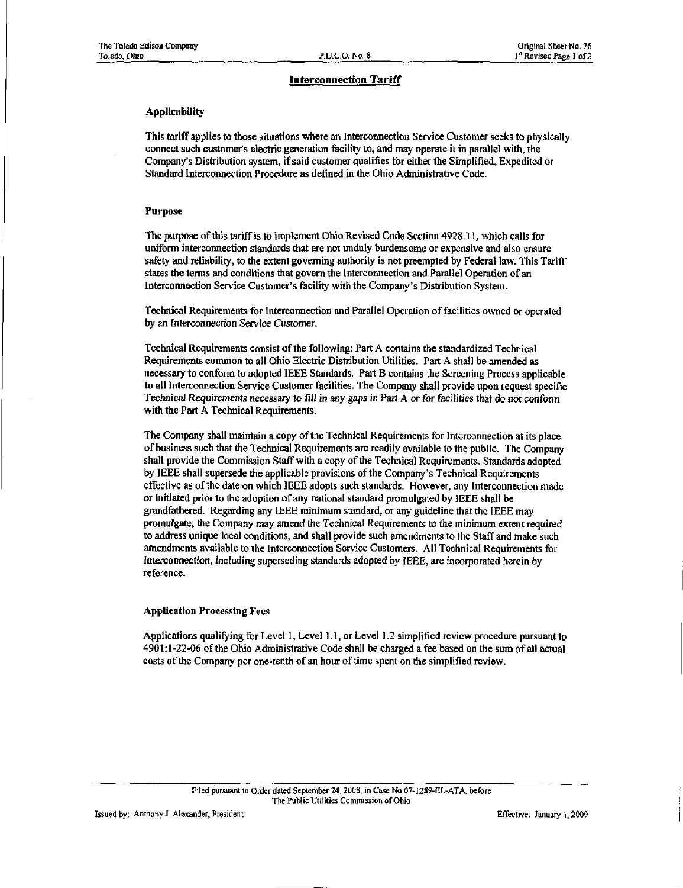## Interconnection Tariff

### Applicability

This tariff applies to those situations where an Interconnection Service Customer seeks to physically connect such customer's electric generation facility to, and may operate it in parallel with, the Company's Distribution system, if said customer qualifies for either the Simplified, Expedited or Standard Interconnection Procedure as defined in the Ohio Administrative Code.

### Purpose

The purpose of this tariff is to implement Ohio Revised Code Section 4928.11, which calls for uniform interconnection standards that are not unduly burdensome or expensive and also ensure safety and reliability, to the extent governing authority is not preempted by Federal law. This Tariff states the terms and conditions that govern the Interconnection and Parallel Operation of an Interconnection Service Customer's facility with the Company's Distribution System.

Technical Requirements for Interconnection and Parallel Operation of facilities owned or operated by an Interconnection Service Customer.

Technical Requirements consist of the following: Part A contains the standardized Technical Requirements common to all Ohio Electric Distribution Utilities. Part A shall be amended as necessary to conform to adopted IEEE Standards. Part B contains the Screening Process applicable to all Interconnection Service Customer facilities. The Company shall provide upon request specific Technical Requirements necessary to fill in any gaps in Part A or for facilities that do not conform with the Part A Technical Requirements.

The Company shall maintain a copy of the Technical Requirements for Interconnection at its place of business such that the Technical Requirements are readily available to the public. The Company shall provide the Commission Staff with a copy of the Technical Requirements. Standards adopted by IEEE shall supersede the applicable provisions of the Company's Technical Requirements effective as of the date on which IEEE adopts such standards. However, any Interconnection made or initiated prior to the adoption of any national standard promulgated by IEEE shall be grandfathered. Regarding any IEEE minimum standard, or any guideline that the IEEE may promulgate, the Company may amend the Technical Requirements to the minimum extent required to address unique local conditions, and shall provide such amendments to the Staff and make such amendments available to the Interconnection Service Customers. All Technical Requirements for Interconnection, including superseding standards adopted by IEEE, are incorporated herein by reference.

### Application Processing Fees

Applications qualifying for Level 1, Level 1.1, or Level 1.2 simplified review procedure pursuant to 4901:1-22-06 of the Ohio Administrative Code shall be charged a fee based on the sum of all actual costs of the Company per one-tenth of an hour of time spent on the simplified review.

Filed pursuant to Order dated September 24, 2008, in Case No.07-1289-EL-ATA, before The Public Utilities Commission of Ohio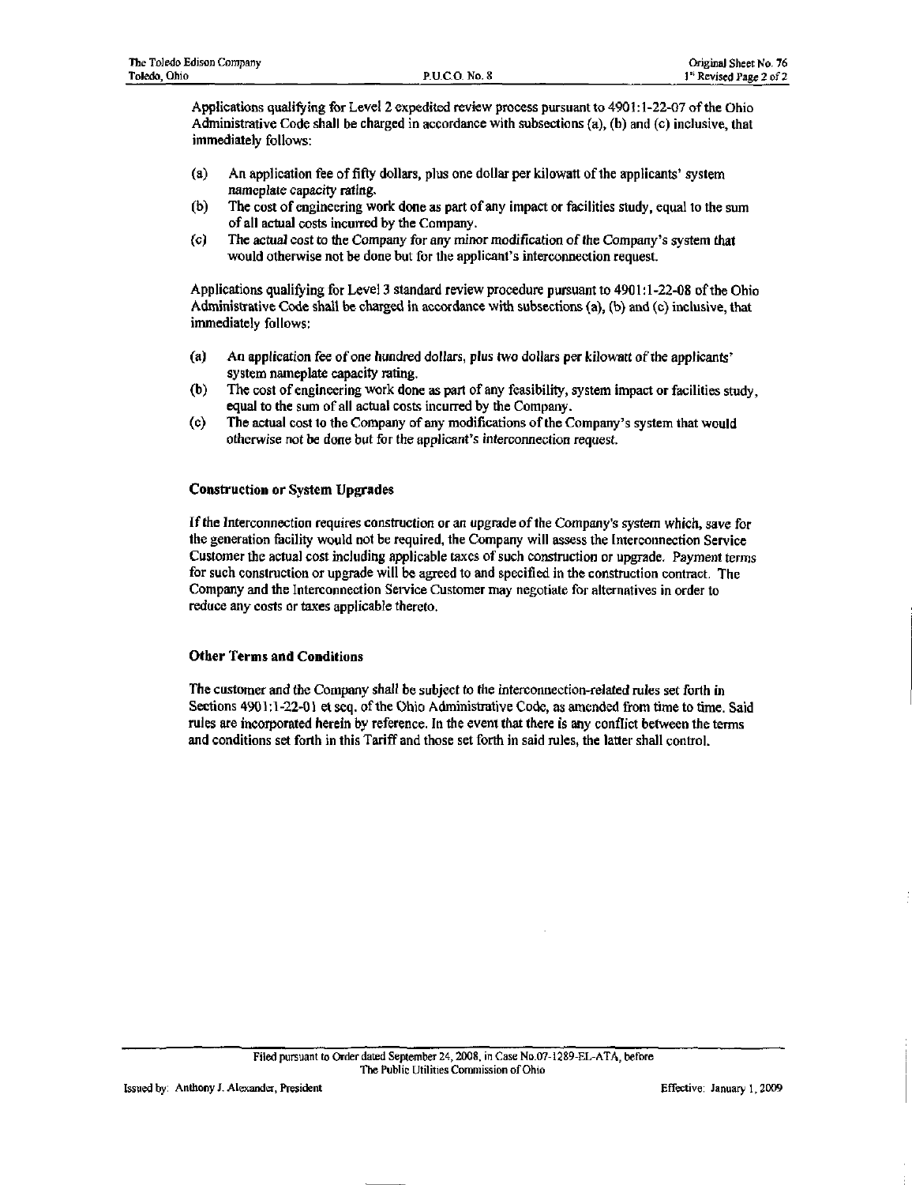Applications qualifying for Level 2 expedited review process pursuant to 4901:1-22-07 of the Ohio Administrative Code shall be charged in accordance with subsections (a), (b) and (c) inclusive, that immediately follows:

(a) An application fee of fifty dollars, plus one dollar per kilowatt of the applicants' system nameplate capacity rating.
(b) The cost of engineering work done as part of any impact or facilities study, equal to the sum of all actual costs incurred by the Company.
(c) The actual cost to the Company for any minor modification of the Company's system that would otherwise not be done but for the applicant's interconnection request.

Applications qualifying for Level 3 standard review procedure pursuant to 4901:1-22-08 of the Ohio Administrative Code shall be charged in accordance with subsections (a), (b) and (c) inclusive, that immediately follows:

(a) An application fee of one hundred dollars, plus two dollars per kilowatt of the applicants' system nameplate capacity rating.
(b) The cost of engineering work done as part of any feasibility, system impact or facilities study, equal to the sum of all actual costs incurred by the Company.
(c) The actual cost to the Company of any modifications of the Company's system that would otherwise not be done but for the applicant's interconnection request.

**Construction or System Upgrades**

If the Interconnection requires construction or an upgrade of the Company's system which, save for the generation facility would not be required, the Company will assess the Interconnection Service Customer the actual cost including applicable taxes of such construction or upgrade. Payment terms for such construction or upgrade will be agreed to and specified in the construction contract. The Company and the Interconnection Service Customer may negotiate for alternatives in order to reduce any costs or taxes applicable thereto.

**Other Terms and Conditions**

The customer and the Company shall be subject to the interconnection-related rules set forth in Sections 4901:1-22-01 et seq. of the Ohio Administrative Code, as amended from time to time. Said rules are incorporated herein by reference. In the event that there is any conflict between the terms and conditions set forth in this Tariff and those set forth in said rules, the latter shall control.

Filed pursuant to Order dated September 24, 2008, in Case No.07-1289-EL-ATA, before The Public Utilities Commission of Ohio

Issued by: Anthony J. Alexander, President

Effective: January 1, 2009